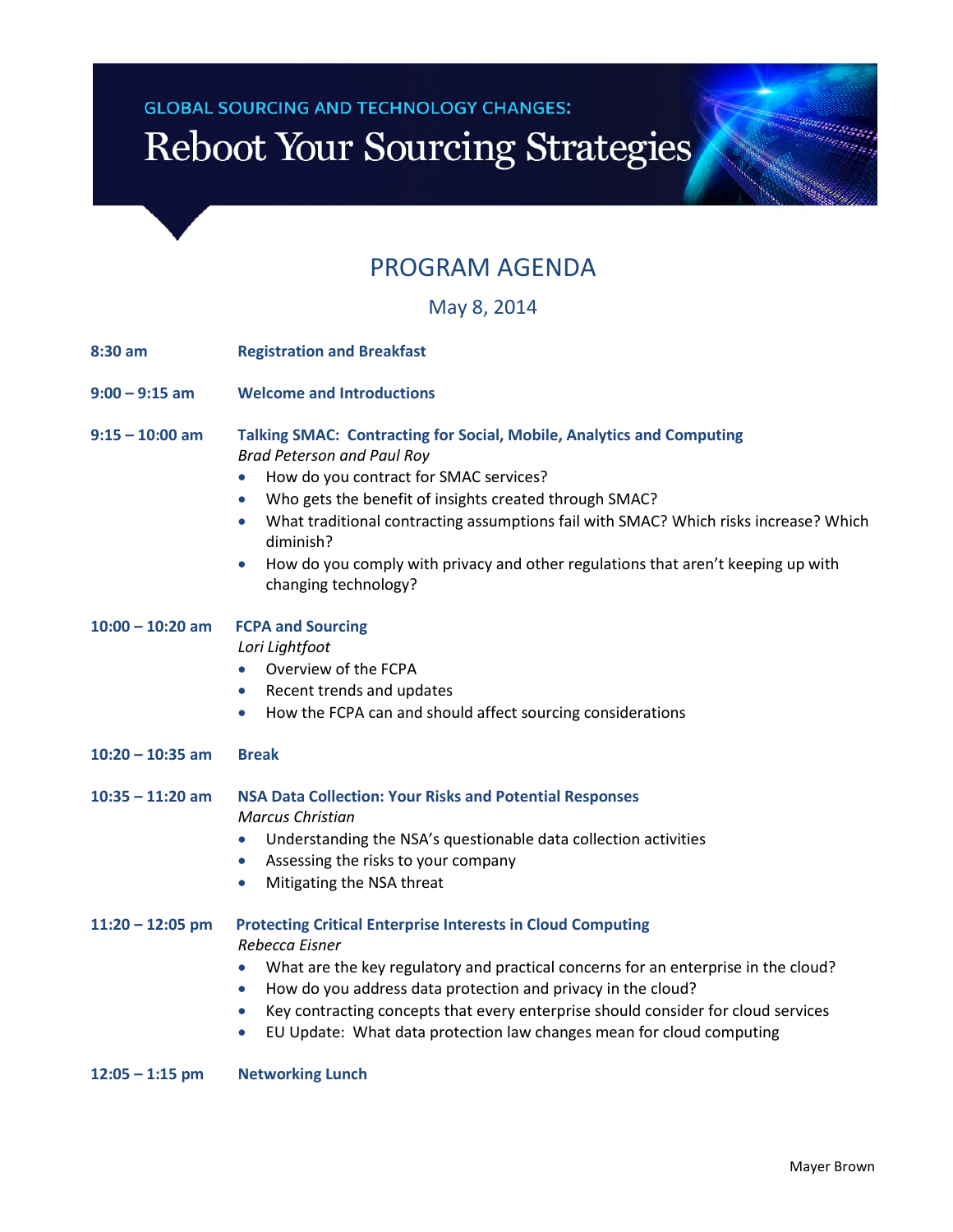GLOBAL SOURCING AND TECHNOLOGY CHANGES:

# Reboot Your Sourcing Strategies

## PROGRAM AGENDA

May 8, 2014

**8:30 am** — **Registration and Breakfast**

**9:00 – 9:15 am** — **Welcome and Introductions**

**9:15 – 10:00 am** — **Talking SMAC: Contracting for Social, Mobile, Analytics and Computing**

*Brad Peterson and Paul Roy*

- How do you contract for SMAC services?
- Who gets the benefit of insights created through SMAC?
- What traditional contracting assumptions fail with SMAC? Which risks increase? Which diminish?
- How do you comply with privacy and other regulations that aren't keeping up with changing technology?

**10:00 – 10:20 am** — **FCPA and Sourcing**

*Lori Lightfoot*

- Overview of the FCPA
- Recent trends and updates
- How the FCPA can and should affect sourcing considerations

**10:20 – 10:35 am** — **Break**

**10:35 – 11:20 am** — **NSA Data Collection: Your Risks and Potential Responses**

*Marcus Christian*

- Understanding the NSA's questionable data collection activities
- Assessing the risks to your company
- Mitigating the NSA threat

**11:20 – 12:05 pm** — **Protecting Critical Enterprise Interests in Cloud Computing**

*Rebecca Eisner*

- What are the key regulatory and practical concerns for an enterprise in the cloud?
- How do you address data protection and privacy in the cloud?
- Key contracting concepts that every enterprise should consider for cloud services
- EU Update: What data protection law changes mean for cloud computing

**12:05 – 1:15 pm** — **Networking Lunch**

Mayer Brown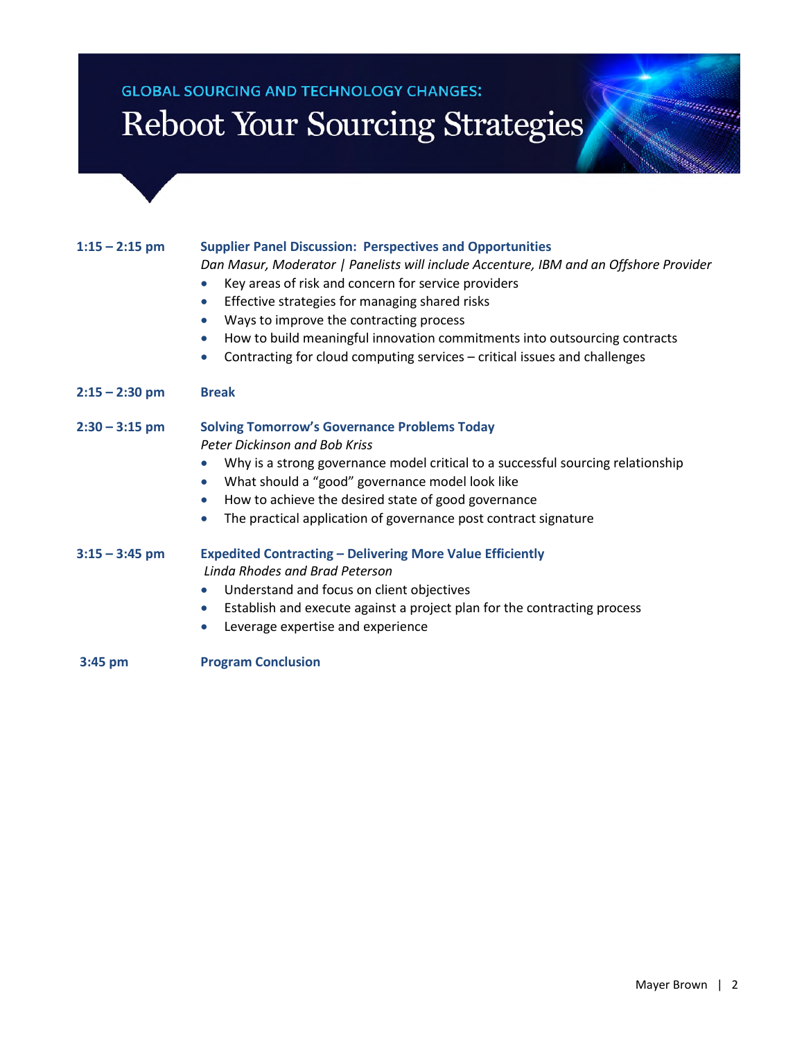GLOBAL SOURCING AND TECHNOLOGY CHANGES:

# Reboot Your Sourcing Strategies

**1:15 – 2:15 pm** **Supplier Panel Discussion: Perspectives and Opportunities**

*Dan Masur, Moderator | Panelists will include Accenture, IBM and an Offshore Provider*

- Key areas of risk and concern for service providers
- Effective strategies for managing shared risks
- Ways to improve the contracting process
- How to build meaningful innovation commitments into outsourcing contracts
- Contracting for cloud computing services – critical issues and challenges

**2:15 – 2:30 pm** **Break**

**2:30 – 3:15 pm** **Solving Tomorrow's Governance Problems Today**

*Peter Dickinson and Bob Kriss*

- Why is a strong governance model critical to a successful sourcing relationship
- What should a "good" governance model look like
- How to achieve the desired state of good governance
- The practical application of governance post contract signature

**3:15 – 3:45 pm** **Expedited Contracting – Delivering More Value Efficiently**

*Linda Rhodes and Brad Peterson*

- Understand and focus on client objectives
- Establish and execute against a project plan for the contracting process
- Leverage expertise and experience

**3:45 pm** **Program Conclusion**